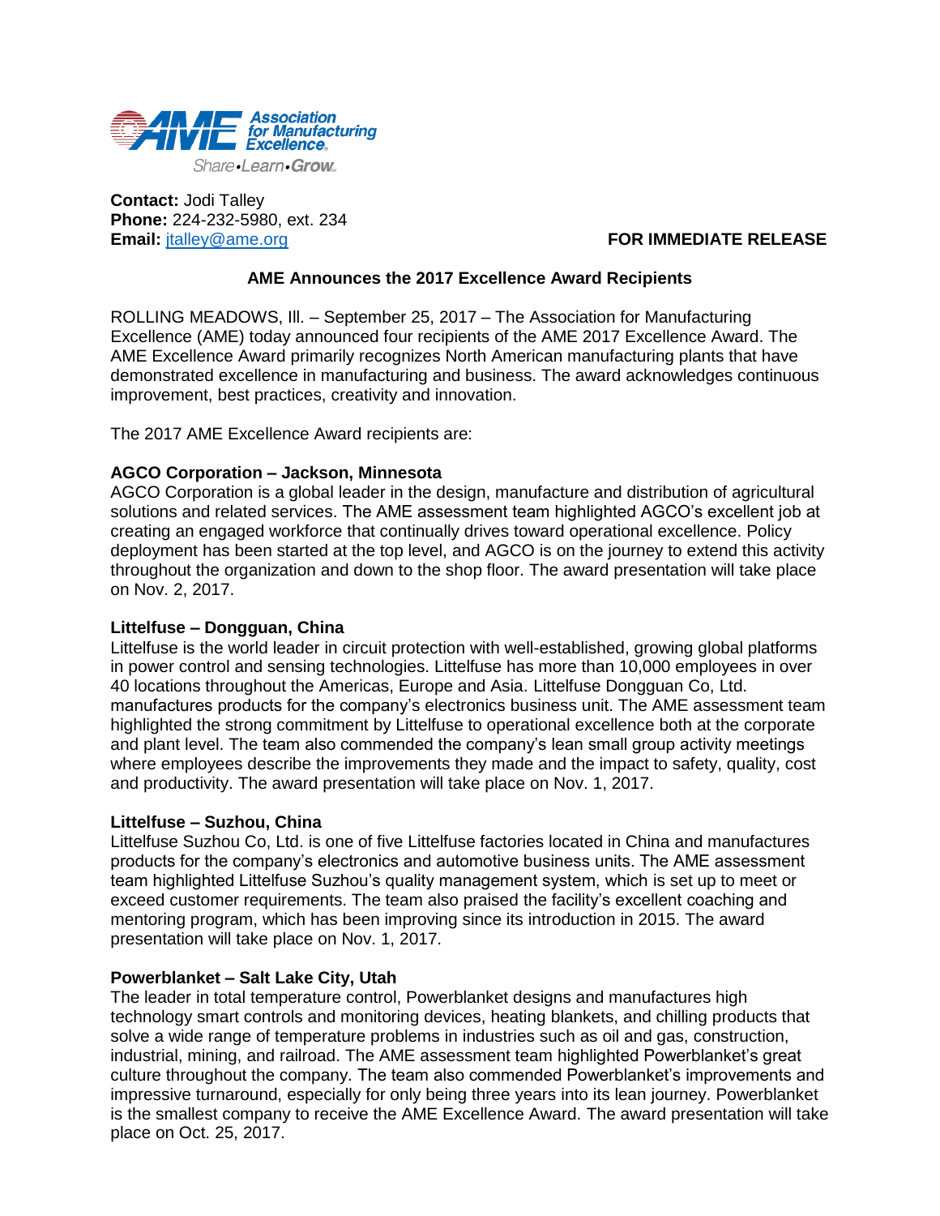Association for Manufacturing Excellence

Share•Learn•Grow

**Contact:** Jodi Talley
**Phone:** 224-232-5980, ext. 234
**Email:** jtalley@ame.org

**FOR IMMEDIATE RELEASE**

**AME Announces the 2017 Excellence Award Recipients**

ROLLING MEADOWS, Ill. – September 25, 2017 – The Association for Manufacturing Excellence (AME) today announced four recipients of the AME 2017 Excellence Award. The AME Excellence Award primarily recognizes North American manufacturing plants that have demonstrated excellence in manufacturing and business. The award acknowledges continuous improvement, best practices, creativity and innovation.

The 2017 AME Excellence Award recipients are:

**AGCO Corporation – Jackson, Minnesota**
AGCO Corporation is a global leader in the design, manufacture and distribution of agricultural solutions and related services. The AME assessment team highlighted AGCO's excellent job at creating an engaged workforce that continually drives toward operational excellence. Policy deployment has been started at the top level, and AGCO is on the journey to extend this activity throughout the organization and down to the shop floor. The award presentation will take place on Nov. 2, 2017.

**Littelfuse – Dongguan, China**
Littelfuse is the world leader in circuit protection with well-established, growing global platforms in power control and sensing technologies. Littelfuse has more than 10,000 employees in over 40 locations throughout the Americas, Europe and Asia. Littelfuse Dongguan Co, Ltd. manufactures products for the company's electronics business unit. The AME assessment team highlighted the strong commitment by Littelfuse to operational excellence both at the corporate and plant level. The team also commended the company's lean small group activity meetings where employees describe the improvements they made and the impact to safety, quality, cost and productivity. The award presentation will take place on Nov. 1, 2017.

**Littelfuse – Suzhou, China**
Littelfuse Suzhou Co, Ltd. is one of five Littelfuse factories located in China and manufactures products for the company's electronics and automotive business units. The AME assessment team highlighted Littelfuse Suzhou's quality management system, which is set up to meet or exceed customer requirements. The team also praised the facility's excellent coaching and mentoring program, which has been improving since its introduction in 2015. The award presentation will take place on Nov. 1, 2017.

**Powerblanket – Salt Lake City, Utah**
The leader in total temperature control, Powerblanket designs and manufactures high technology smart controls and monitoring devices, heating blankets, and chilling products that solve a wide range of temperature problems in industries such as oil and gas, construction, industrial, mining, and railroad. The AME assessment team highlighted Powerblanket's great culture throughout the company. The team also commended Powerblanket's improvements and impressive turnaround, especially for only being three years into its lean journey. Powerblanket is the smallest company to receive the AME Excellence Award. The award presentation will take place on Oct. 25, 2017.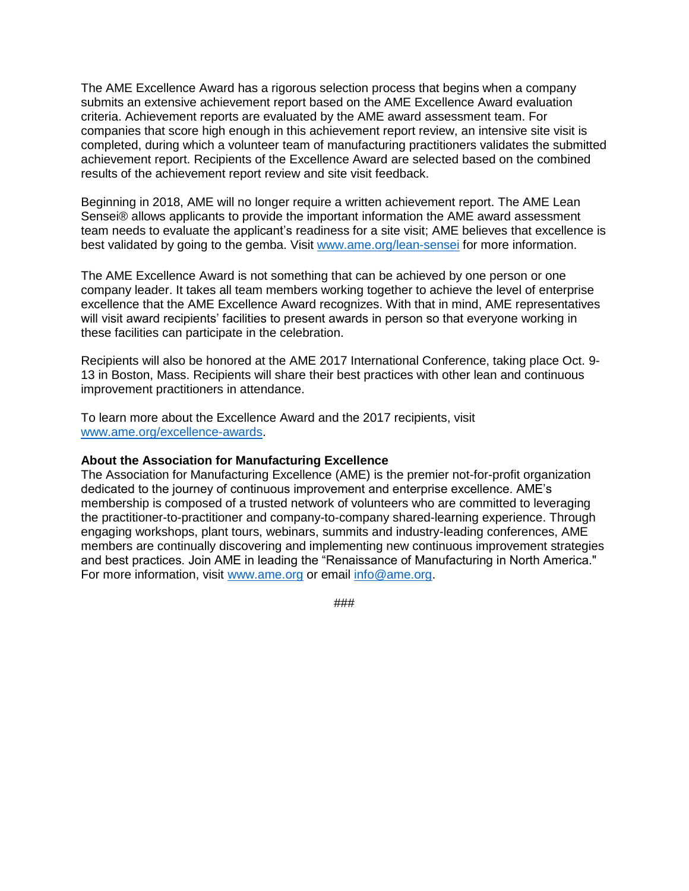The AME Excellence Award has a rigorous selection process that begins when a company submits an extensive achievement report based on the AME Excellence Award evaluation criteria. Achievement reports are evaluated by the AME award assessment team. For companies that score high enough in this achievement report review, an intensive site visit is completed, during which a volunteer team of manufacturing practitioners validates the submitted achievement report. Recipients of the Excellence Award are selected based on the combined results of the achievement report review and site visit feedback.

Beginning in 2018, AME will no longer require a written achievement report. The AME Lean Sensei® allows applicants to provide the important information the AME award assessment team needs to evaluate the applicant's readiness for a site visit; AME believes that excellence is best validated by going to the gemba. Visit www.ame.org/lean-sensei for more information.

The AME Excellence Award is not something that can be achieved by one person or one company leader. It takes all team members working together to achieve the level of enterprise excellence that the AME Excellence Award recognizes. With that in mind, AME representatives will visit award recipients' facilities to present awards in person so that everyone working in these facilities can participate in the celebration.

Recipients will also be honored at the AME 2017 International Conference, taking place Oct. 9-13 in Boston, Mass. Recipients will share their best practices with other lean and continuous improvement practitioners in attendance.

To learn more about the Excellence Award and the 2017 recipients, visit www.ame.org/excellence-awards.

**About the Association for Manufacturing Excellence**

The Association for Manufacturing Excellence (AME) is the premier not-for-profit organization dedicated to the journey of continuous improvement and enterprise excellence. AME's membership is composed of a trusted network of volunteers who are committed to leveraging the practitioner-to-practitioner and company-to-company shared-learning experience. Through engaging workshops, plant tours, webinars, summits and industry-leading conferences, AME members are continually discovering and implementing new continuous improvement strategies and best practices. Join AME in leading the "Renaissance of Manufacturing in North America." For more information, visit www.ame.org or email info@ame.org.

###